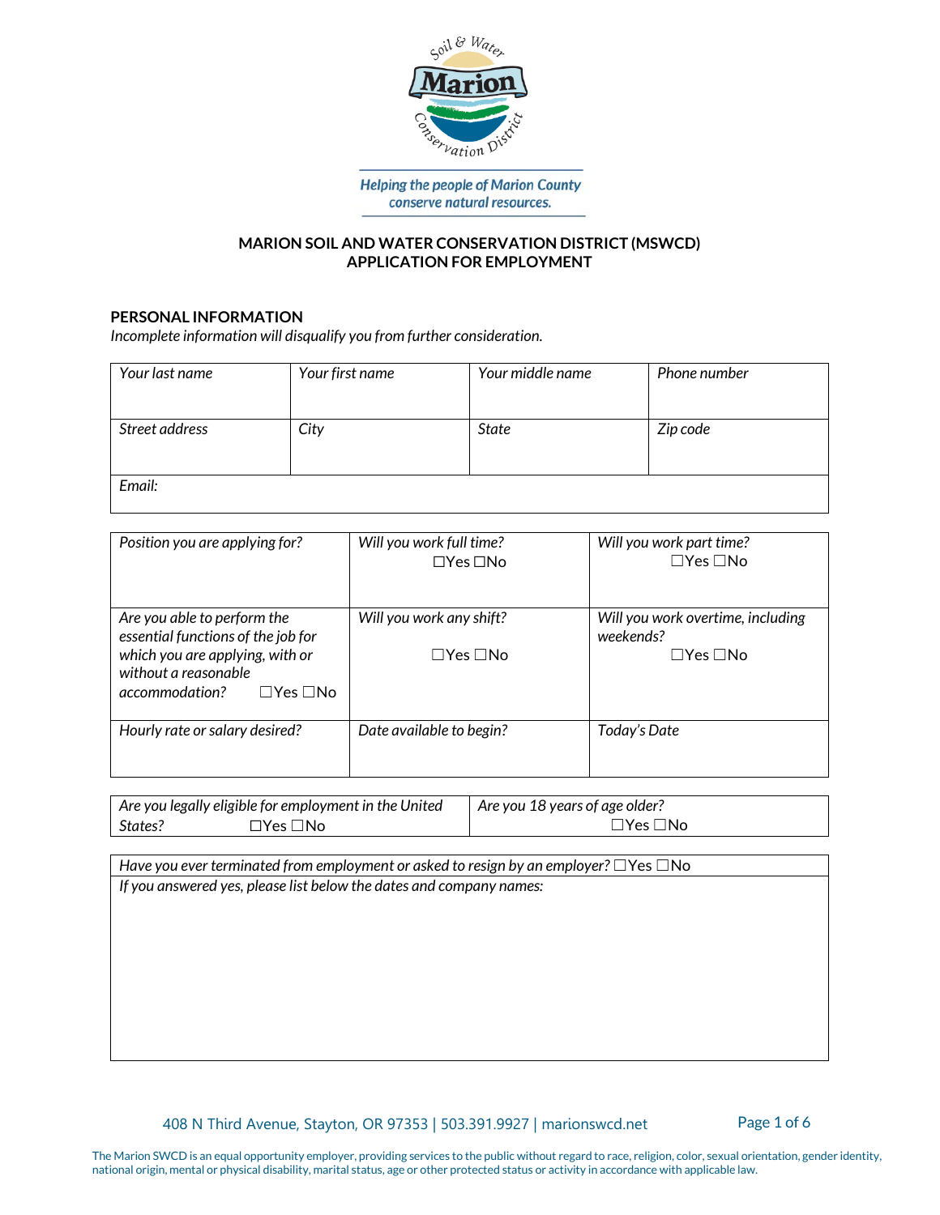Helping the people of Marion County conserve natural resources.

**MARION SOIL AND WATER CONSERVATION DISTRICT (MSWCD)**
**APPLICATION FOR EMPLOYMENT**

## PERSONAL INFORMATION

*Incomplete information will disqualify you from further consideration.*

| *Your last name* | *Your first name* | *Your middle name* | *Phone number* |
|---|---|---|---|
| *Street address* | *City* | *State* | *Zip code* |
| *Email:* | | | |

| | | |
|---|---|---|
| *Position you are applying for?* | *Will you work full time?* ☐Yes ☐No | *Will you work part time?* ☐Yes ☐No |
| *Are you able to perform the essential functions of the job for which you are applying, with or without a reasonable accommodation?* ☐Yes ☐No | *Will you work any shift?* ☐Yes ☐No | *Will you work overtime, including weekends?* ☐Yes ☐No |
| *Hourly rate or salary desired?* | *Date available to begin?* | *Today's Date* |

| | |
|---|---|
| *Are you legally eligible for employment in the United States?* ☐Yes ☐No | *Are you 18 years of age older?* ☐Yes ☐No |

| |
|---|
| *Have you ever terminated from employment or asked to resign by an employer?* ☐Yes ☐No |
| *If you answered yes, please list below the dates and company names:* |

408 N Third Avenue, Stayton, OR 97353 | 503.391.9927 | marionswcd.net

The Marion SWCD is an equal opportunity employer, providing services to the public without regard to race, religion, color, sexual orientation, gender identity, national origin, mental or physical disability, marital status, age or other protected status or activity in accordance with applicable law.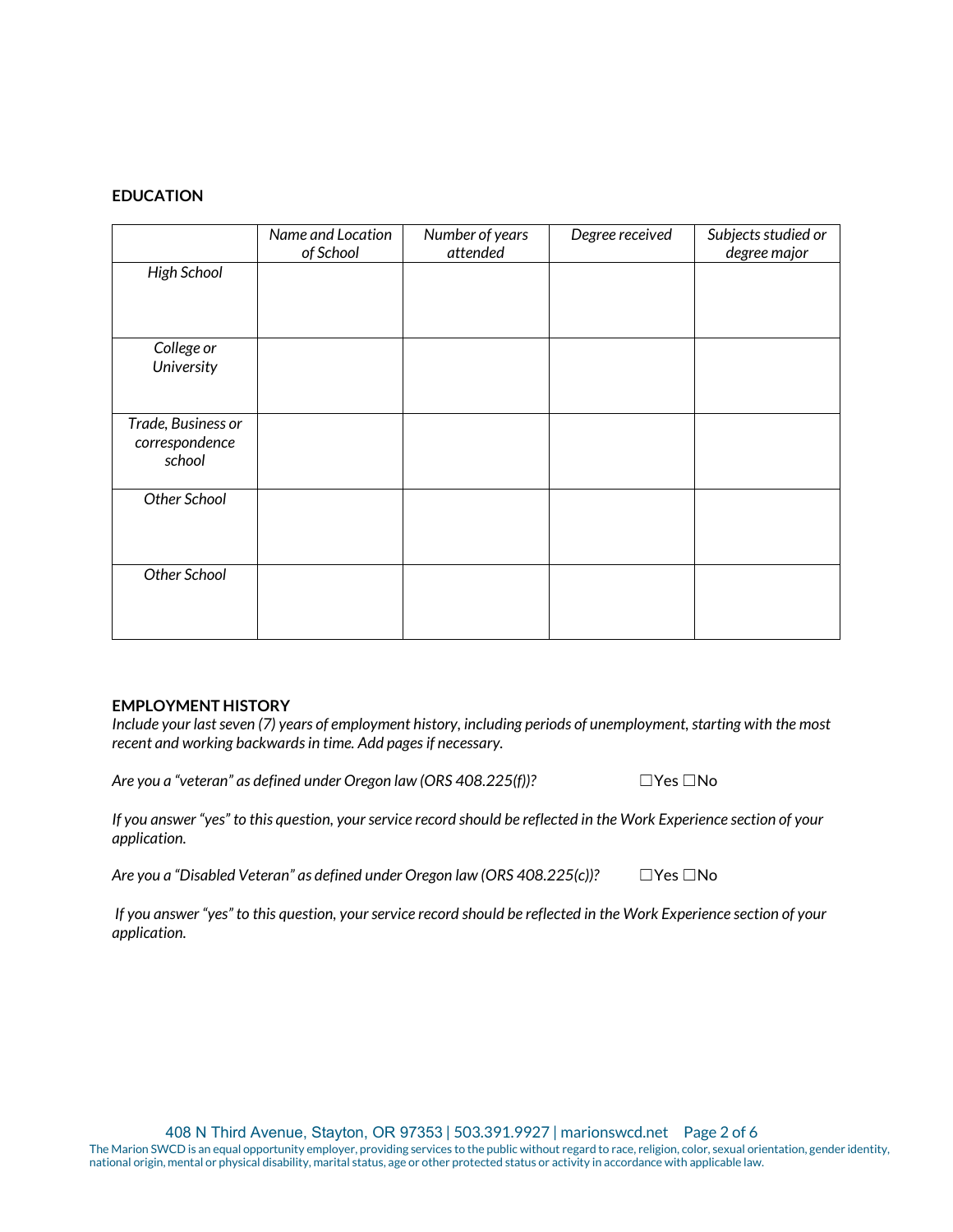**EDUCATION**

| | *Name and Location of School* | *Number of years attended* | *Degree received* | *Subjects studied or degree major* |
|---|---|---|---|---|
| *High School* | | | | |
| *College or University* | | | | |
| *Trade, Business or correspondence school* | | | | |
| *Other School* | | | | |
| *Other School* | | | | |

**EMPLOYMENT HISTORY**

*Include your last seven (7) years of employment history, including periods of unemployment, starting with the most recent and working backwards in time. Add pages if necessary.*

*Are you a "veteran" as defined under Oregon law (ORS 408.225(f))?* ☐Yes ☐No

*If you answer "yes" to this question, your service record should be reflected in the Work Experience section of your application.*

*Are you a "Disabled Veteran" as defined under Oregon law (ORS 408.225(c))?* ☐Yes ☐No

*If you answer "yes" to this question, your service record should be reflected in the Work Experience section of your application.*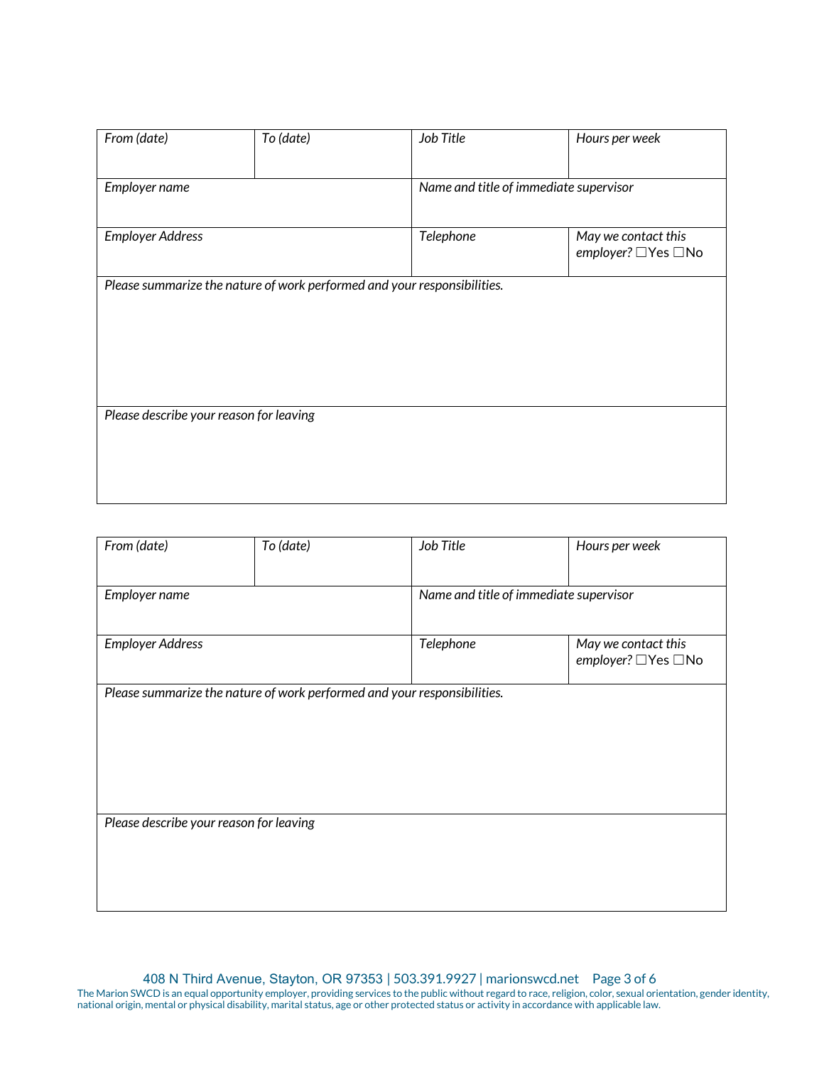| *From (date)* | *To (date)* | *Job Title* | *Hours per week* |
|---|---|---|---|
| *Employer name* | | *Name and title of immediate supervisor* | |
| *Employer Address* | | *Telephone* | *May we contact this employer?* ☐Yes ☐No |
| *Please summarize the nature of work performed and your responsibilities.* | | | |
| *Please describe your reason for leaving* | | | |

| *From (date)* | *To (date)* | *Job Title* | *Hours per week* |
|---|---|---|---|
| *Employer name* | | *Name and title of immediate supervisor* | |
| *Employer Address* | | *Telephone* | *May we contact this employer?* ☐Yes ☐No |
| *Please summarize the nature of work performed and your responsibilities.* | | | |
| *Please describe your reason for leaving* | | | |

408 N Third Avenue, Stayton, OR 97353 | 503.391.9927 | marionswcd.net

The Marion SWCD is an equal opportunity employer, providing services to the public without regard to race, religion, color, sexual orientation, gender identity, national origin, mental or physical disability, marital status, age or other protected status or activity in accordance with applicable law.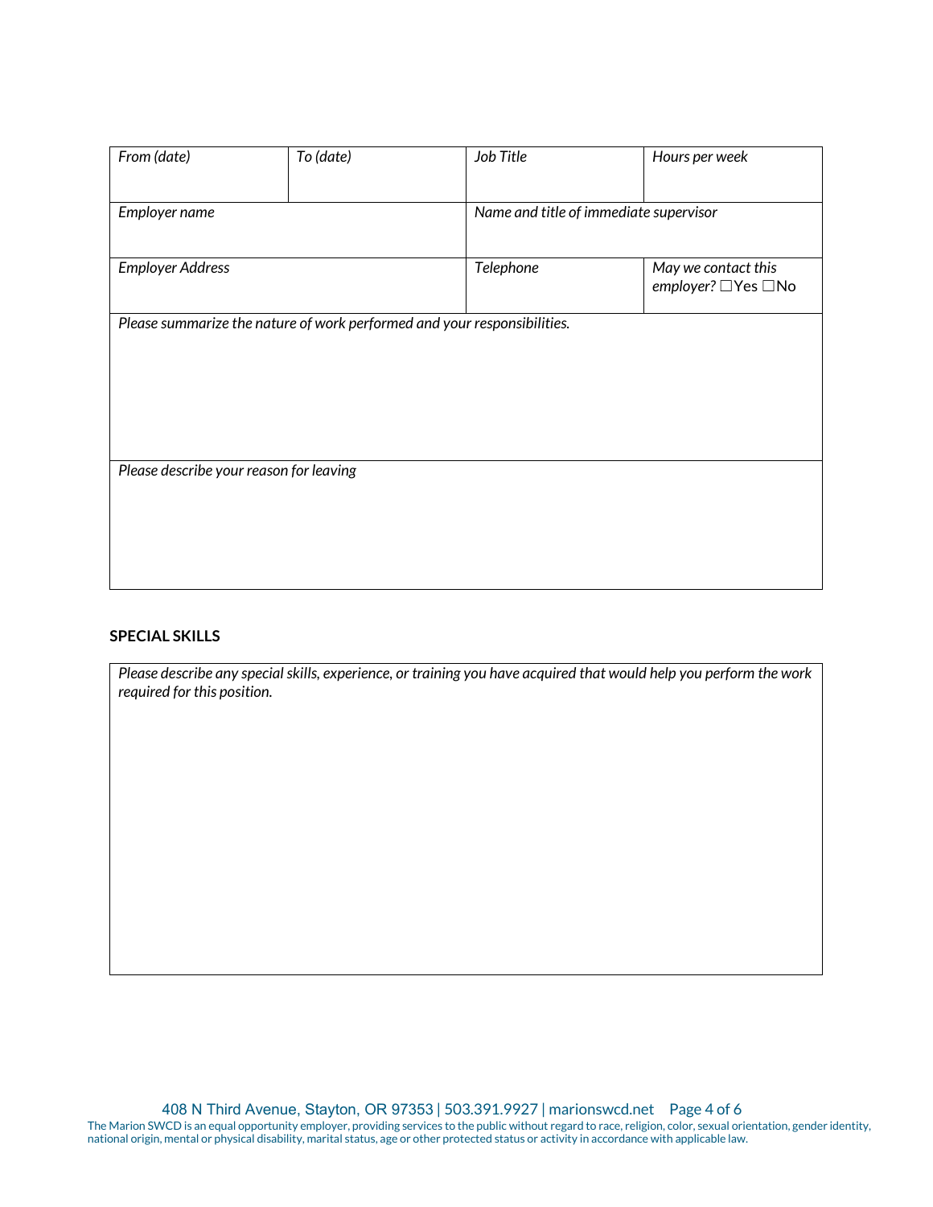| *From (date)* | *To (date)* | *Job Title* | *Hours per week* |
|---|---|---|---|
| *Employer name* | | *Name and title of immediate supervisor* | |
| *Employer Address* | | *Telephone* | *May we contact this employer?* ☐Yes ☐No |
| *Please summarize the nature of work performed and your responsibilities.* | | | |
| *Please describe your reason for leaving* | | | |

**SPECIAL SKILLS**

| *Please describe any special skills, experience, or training you have acquired that would help you perform the work required for this position.* |
|---|
| |

The Marion SWCD is an equal opportunity employer, providing services to the public without regard to race, religion, color, sexual orientation, gender identity, national origin, mental or physical disability, marital status, age or other protected status or activity in accordance with applicable law.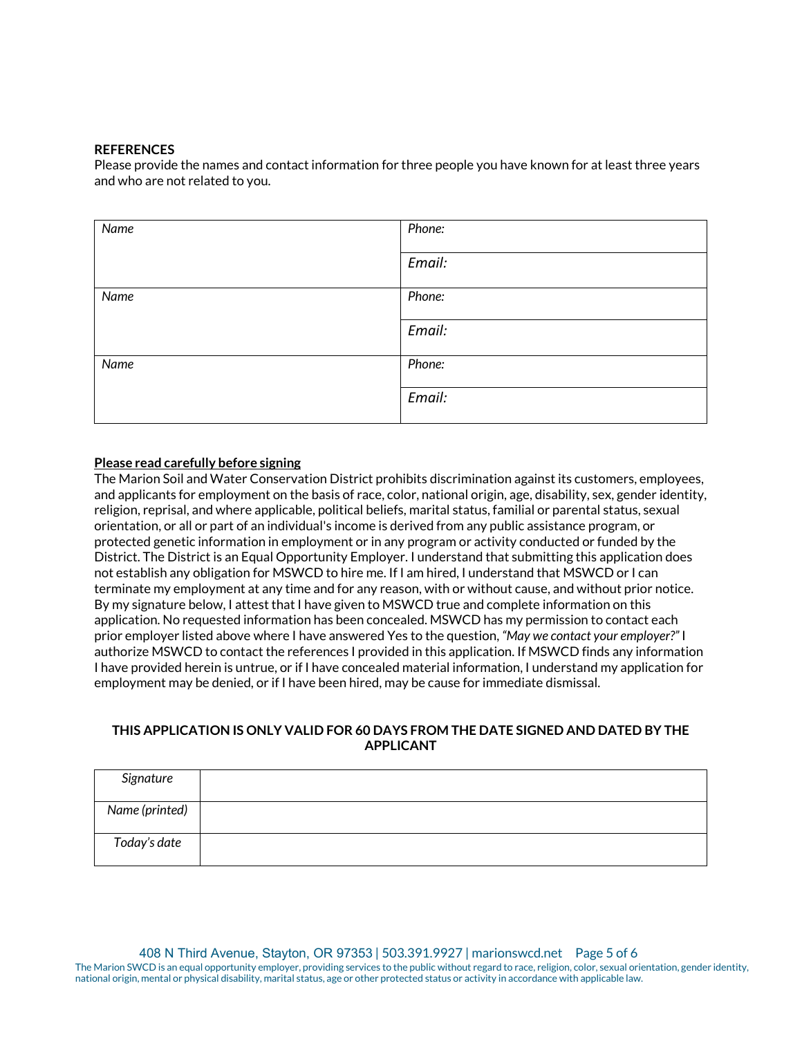**REFERENCES**

Please provide the names and contact information for three people you have known for at least three years and who are not related to you.

| *Name* | *Phone:* |
|---|---|
| | *Email:* |
| *Name* | *Phone:* |
| | *Email:* |
| *Name* | *Phone:* |
| | *Email:* |

**<u>Please read carefully before signing</u>**

The Marion Soil and Water Conservation District prohibits discrimination against its customers, employees, and applicants for employment on the basis of race, color, national origin, age, disability, sex, gender identity, religion, reprisal, and where applicable, political beliefs, marital status, familial or parental status, sexual orientation, or all or part of an individual's income is derived from any public assistance program, or protected genetic information in employment or in any program or activity conducted or funded by the District. The District is an Equal Opportunity Employer. I understand that submitting this application does not establish any obligation for MSWCD to hire me. If I am hired, I understand that MSWCD or I can terminate my employment at any time and for any reason, with or without cause, and without prior notice. By my signature below, I attest that I have given to MSWCD true and complete information on this application. No requested information has been concealed. MSWCD has my permission to contact each prior employer listed above where I have answered Yes to the question, *"May we contact your employer?"* I authorize MSWCD to contact the references I provided in this application. If MSWCD finds any information I have provided herein is untrue, or if I have concealed material information, I understand my application for employment may be denied, or if I have been hired, may be cause for immediate dismissal.

**THIS APPLICATION IS ONLY VALID FOR 60 DAYS FROM THE DATE SIGNED AND DATED BY THE APPLICANT**

| *Signature* | |
|---|---|
| *Name (printed)* | |
| *Today's date* | |

408 N Third Avenue, Stayton, OR 97353 | 503.391.9927 | marionswcd.net

The Marion SWCD is an equal opportunity employer, providing services to the public without regard to race, religion, color, sexual orientation, gender identity, national origin, mental or physical disability, marital status, age or other protected status or activity in accordance with applicable law.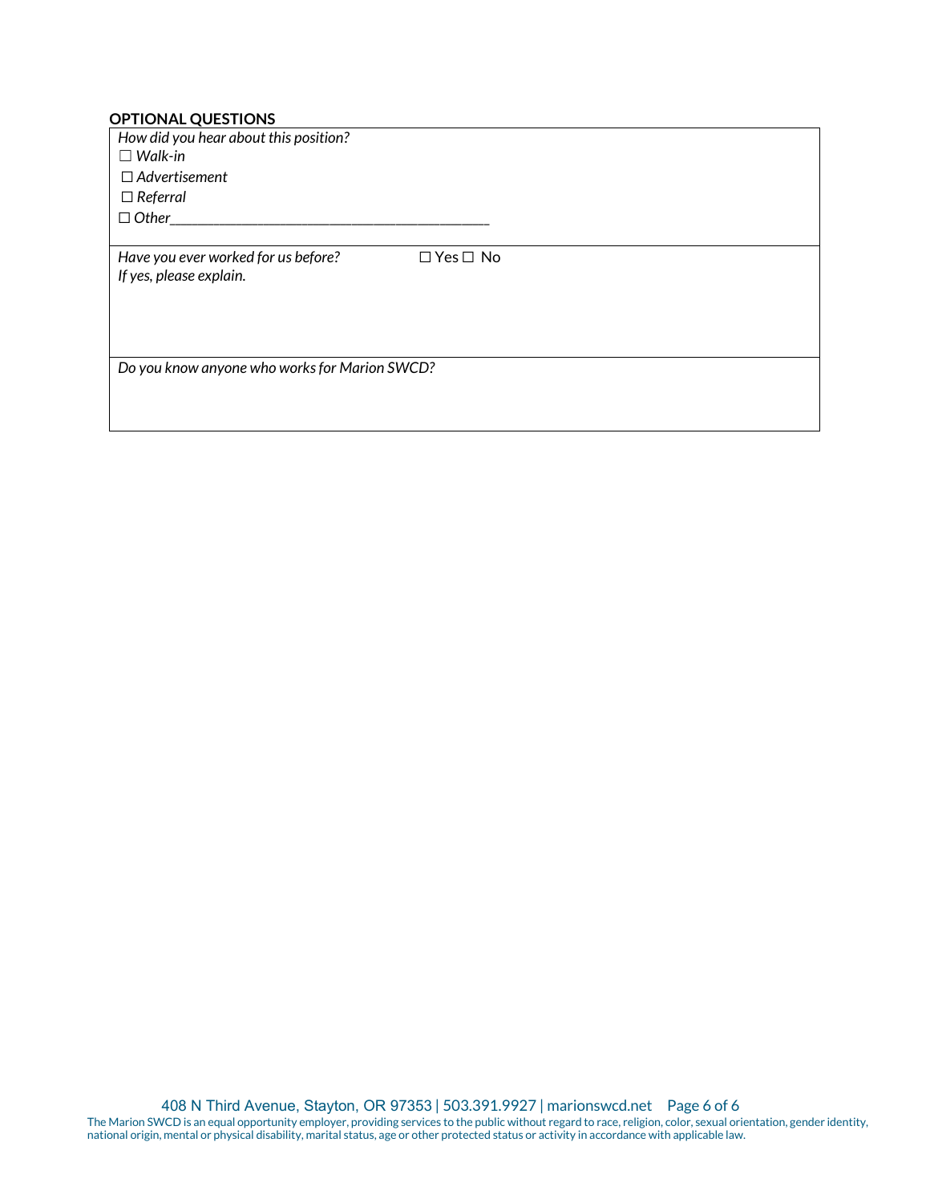**OPTIONAL QUESTIONS**

*How did you hear about this position?*

☐ *Walk-in*

☐ *Advertisement*

☐ *Referral*

☐ *Other*______________________________________________

*Have you ever worked for us before?* ☐ Yes ☐ No

*If yes, please explain.*

*Do you know anyone who works for Marion SWCD?*

408 N Third Avenue, Stayton, OR 97353 | 503.391.9927 | marionswcd.net

The Marion SWCD is an equal opportunity employer, providing services to the public without regard to race, religion, color, sexual orientation, gender identity, national origin, mental or physical disability, marital status, age or other protected status or activity in accordance with applicable law.